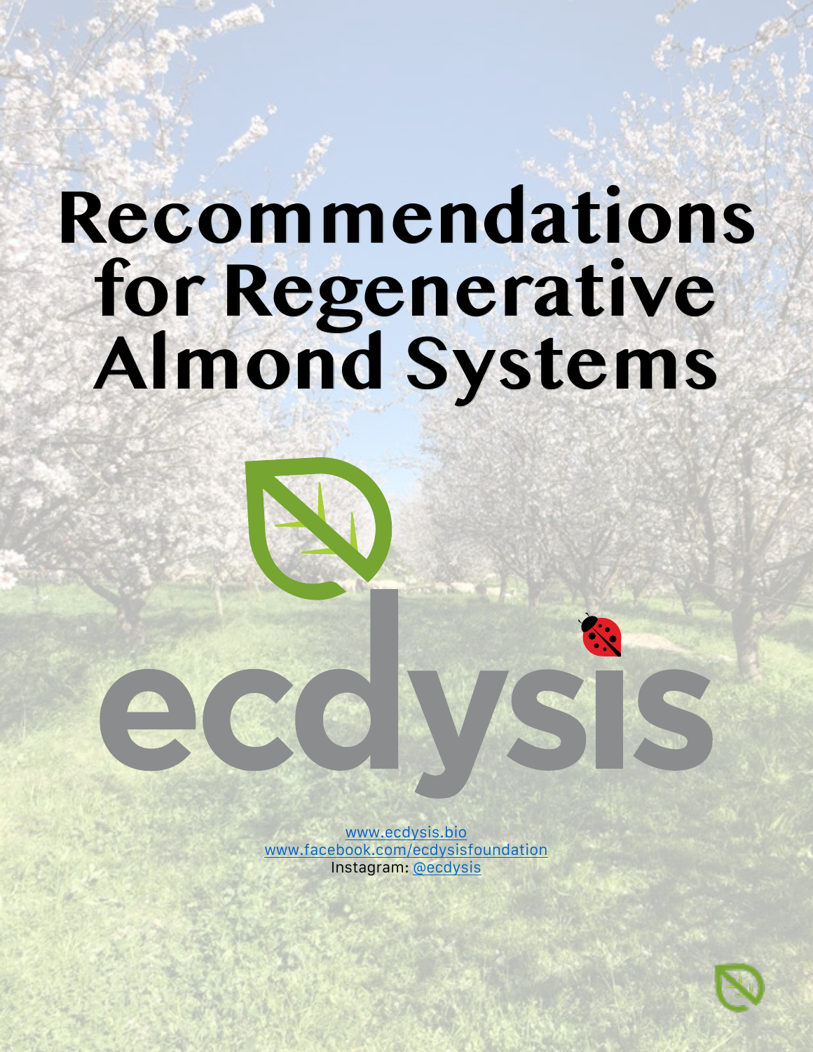# Recommendations for Regenerative Almond Systems

ecdysis

www.ecdysis.bio
www.facebook.com/ecdysisfoundation
Instagram: @ecdysis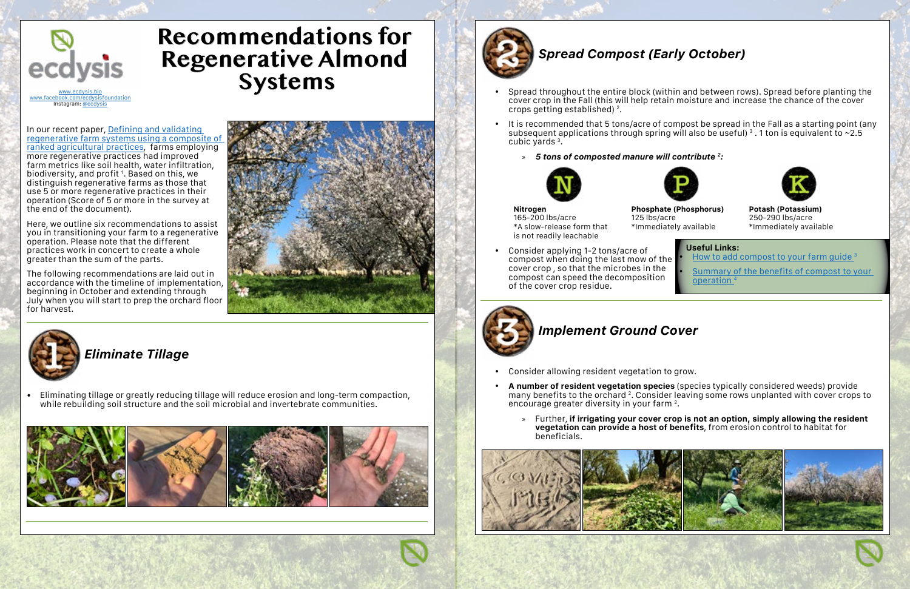ecdysis

www.ecdysis.bio
www.facebook.com/ecdysisfoundation
Instagram: @ecdysis

# Recommendations for Regenerative Almond Systems

In our recent paper, Defining and validating regenerative farm systems using a composite of ranked agricultural practices, farms employing more regenerative practices had improved farm metrics like soil health, water infiltration, biodiversity, and profit [1]. Based on this, we distinguish regenerative farms as those that use 5 or more regenerative practices in their operation (Score of 5 or more in the survey at the end of the document).

Here, we outline six recommendations to assist you in transitioning your farm to a regenerative operation. Please note that the different practices work in concert to create a whole greater than the sum of the parts.

The following recommendations are laid out in accordance with the timeline of implementation, beginning in October and extending through July when you will start to prep the orchard floor for harvest.

## 1 *Eliminate Tillage*

- Eliminating tillage or greatly reducing tillage will reduce erosion and long-term compaction, while rebuilding soil structure and the soil microbial and invertebrate communities.

## 2 *Spread Compost (Early October)*

- Spread throughout the entire block (within and between rows). Spread before planting the cover crop in the Fall (this will help retain moisture and increase the chance of the cover crops getting established) [2].
- It is recommended that 5 tons/acre of compost be spread in the Fall as a starting point (any subsequent applications through spring will also be useful) [3]. 1 ton is equivalent to ~2.5 cubic yards [3].
    - ***5 tons of composted manure will contribute [2]:***

**Nitrogen**
165-200 lbs/acre
*A slow-release form that is not readily leachable

**Phosphate (Phosphorus)**
125 lbs/acre
*Immediately available

**Potash (Potassium)**
250-290 lbs/acre
*Immediately available

- Consider applying 1-2 tons/acre of compost when doing the last mow of the cover crop, so that the microbes in the compost can speed the decomposition of the cover crop residue.

**Useful Links:**
- How to add compost to your farm guide [3]
- Summary of the benefits of compost to your operation [4]

## 3 *Implement Ground Cover*

- Consider allowing resident vegetation to grow.
- **A number of resident vegetation species** (species typically considered weeds) provide many benefits to the orchard [2]. Consider leaving some rows unplanted with cover crops to encourage greater diversity in your farm [2].
    - Further, **if irrigating your cover crop is not an option, simply allowing the resident vegetation can provide a host of benefits**, from erosion control to habitat for beneficials.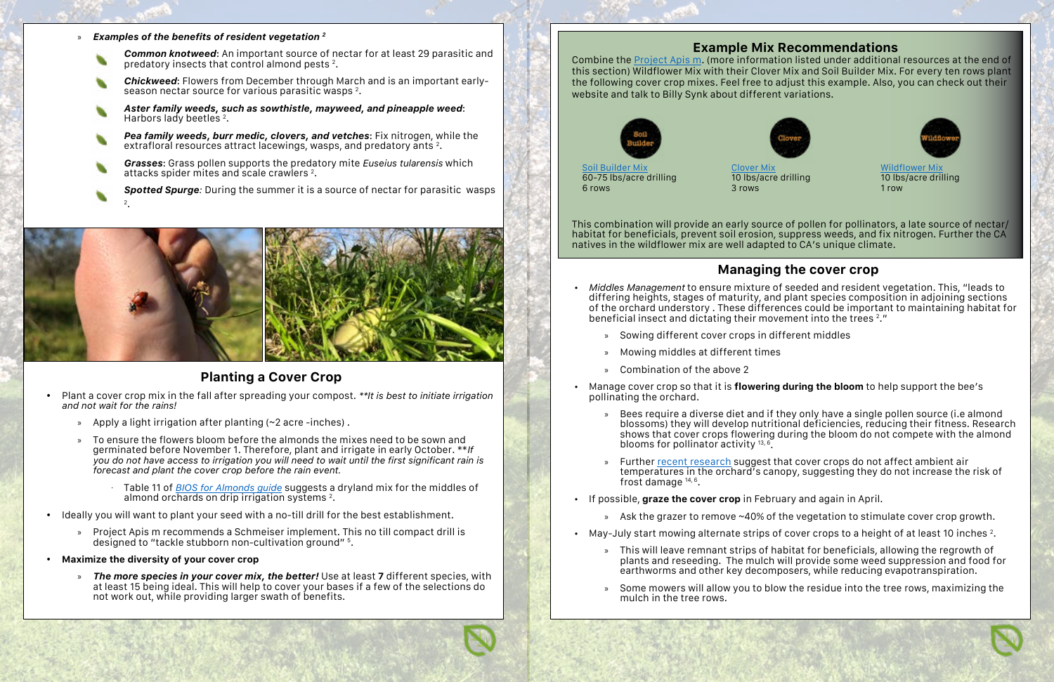- **Examples of the benefits of resident vegetation** [2]
  - **Common knotweed**: An important source of nectar for at least 29 parasitic and predatory insects that control almond pests [2].
  - **Chickweed**: Flowers from December through March and is an important early-season nectar source for various parasitic wasps [2].
  - **Aster family weeds, such as sowthistle, mayweed, and pineapple weed**: Harbors lady beetles [2].
  - **Pea family weeds, burr medic, clovers, and vetches**: Fix nitrogen, while the extrafloral resources attract lacewings, wasps, and predatory ants [2].
  - **Grasses**: Grass pollen supports the predatory mite *Euseius tularensis* which attacks spider mites and scale crawlers [2].
  - **Spotted Spurge**: During the summer it is a source of nectar for parasitic wasps [2].

## Planting a Cover Crop

- Plant a cover crop mix in the fall after spreading your compost. ***It is best to initiate irrigation and not wait for the rains!*
  - Apply a light irrigation after planting (~2 acre -inches) .
  - To ensure the flowers bloom before the almonds the mixes need to be sown and germinated before November 1. Therefore, plant and irrigate in early October. ***If you do not have access to irrigation you will need to wait until the first significant rain is forecast and plant the cover crop before the rain event.*
    - Table 11 of *BIOS for Almonds guide* suggests a dryland mix for the middles of almond orchards on drip irrigation systems [2].
- Ideally you will want to plant your seed with a no-till drill for the best establishment.
  - Project Apis m recommends a Schmeiser implement. This no till compact drill is designed to "tackle stubborn non-cultivation ground" [5].
- **Maximize the diversity of your cover crop**
  - ***The more species in your cover mix, the better!*** Use at least **7** different species, with at least 15 being ideal. This will help to cover your bases if a few of the selections do not work out, while providing larger swath of benefits.

## Example Mix Recommendations

Combine the Project Apis m. (more information listed under additional resources at the end of this section) Wildflower Mix with their Clover Mix and Soil Builder Mix. For every ten rows plant the following cover crop mixes. Feel free to adjust this example. Also, you can check out their website and talk to Billy Synk about different variations.

| Soil Builder Mix | Clover Mix | Wildflower Mix |
| --- | --- | --- |
| 60-75 lbs/acre drilling | 10 lbs/acre drilling | 10 lbs/acre drilling |
| 6 rows | 3 rows | 1 row |

This combination will provide an early source of pollen for pollinators, a late source of nectar/ habitat for beneficials, prevent soil erosion, suppress weeds, and fix nitrogen. Further the CA natives in the wildflower mix are well adapted to CA's unique climate.

## Managing the cover crop

- *Middles Management* to ensure mixture of seeded and resident vegetation. This, "leads to differing heights, stages of maturity, and plant species composition in adjoining sections of the orchard understory . These differences could be important to maintaining habitat for beneficial insect and dictating their movement into the trees [2]."
  - Sowing different cover crops in different middles
  - Mowing middles at different times
  - Combination of the above 2
- Manage cover crop so that it is **flowering during the bloom** to help support the bee's pollinating the orchard.
  - Bees require a diverse diet and if they only have a single pollen source (i.e almond blossoms) they will develop nutritional deficiencies, reducing their fitness. Research shows that cover crops flowering during the bloom do not compete with the almond blooms for pollinator activity [13, 6].
  - Further recent research suggest that cover crops do not affect ambient air temperatures in the orchard's canopy, suggesting they do not increase the risk of frost damage [14, 6].
- If possible, **graze the cover crop** in February and again in April.
  - Ask the grazer to remove ~40% of the vegetation to stimulate cover crop growth.
- May-July start mowing alternate strips of cover crops to a height of at least 10 inches [2].
  - This will leave remnant strips of habitat for beneficials, allowing the regrowth of plants and reseeding. The mulch will provide some weed suppression and food for earthworms and other key decomposers, while reducing evapotranspiration.
  - Some mowers will allow you to blow the residue into the tree rows, maximizing the mulch in the tree rows.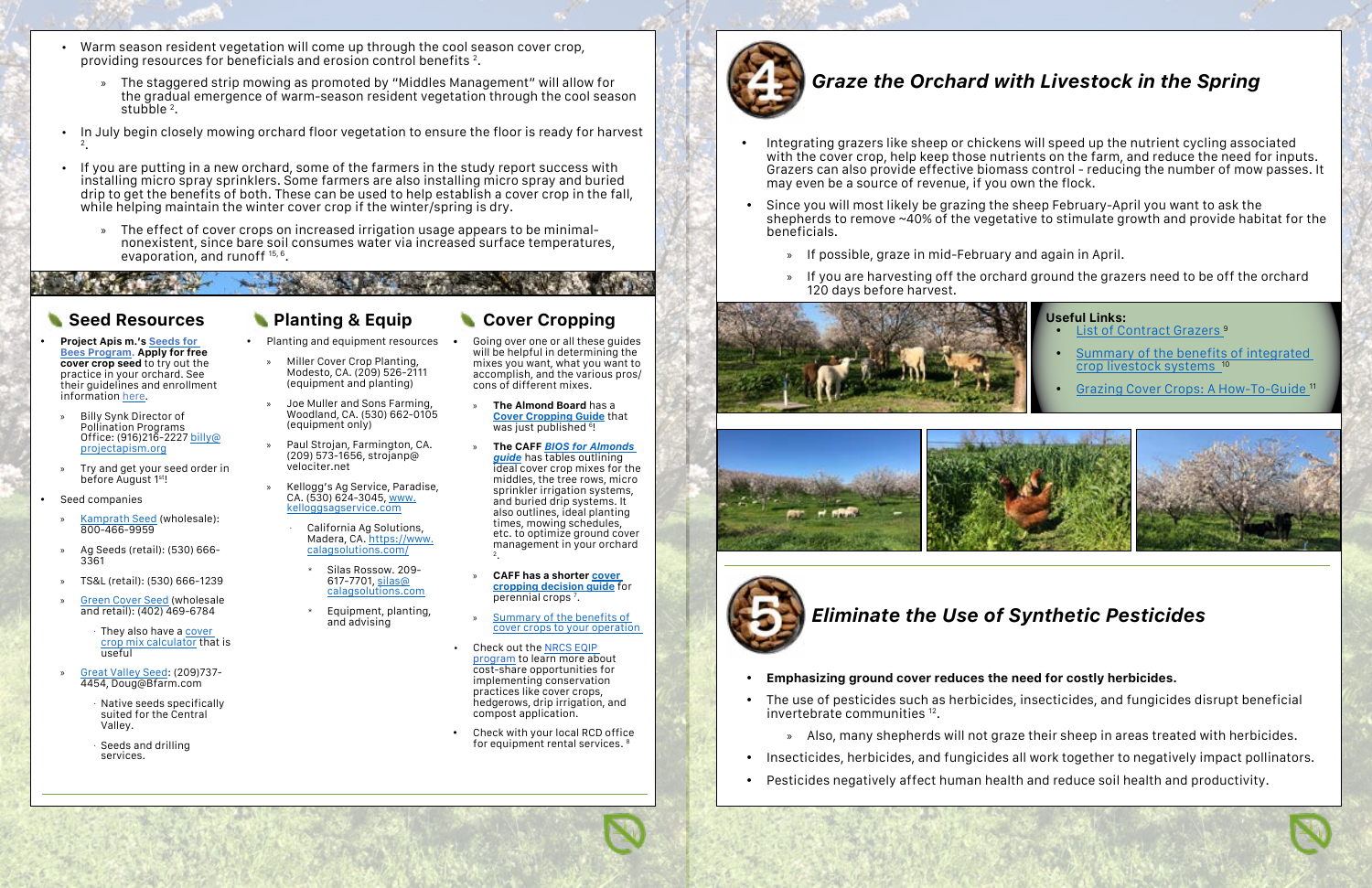- Warm season resident vegetation will come up through the cool season cover crop, providing resources for beneficials and erosion control benefits [2].
  - The staggered strip mowing as promoted by "Middles Management" will allow for the gradual emergence of warm-season resident vegetation through the cool season stubble [2].
- In July begin closely mowing orchard floor vegetation to ensure the floor is ready for harvest [2].
- If you are putting in a new orchard, some of the farmers in the study report success with installing micro spray sprinklers. Some farmers are also installing micro spray and buried drip to get the benefits of both. These can be used to help establish a cover crop in the fall, while helping maintain the winter cover crop if the winter/spring is dry.
  - The effect of cover crops on increased irrigation usage appears to be minimal-nonexistent, since bare soil consumes water via increased surface temperatures, evaporation, and runoff [15, 6].

## Seed Resources

- **Project Apis m.'s Seeds for Bees Program. Apply for free cover crop seed** to try out the practice in your orchard. See their guidelines and enrollment information here.
  - Billy Synk Director of Pollination Programs Office: (916)216-2227 billy@projectapism.org
  - Try and get your seed order in before August 1st!
- Seed companies
  - Kamprath Seed (wholesale): 800-466-9959
  - Ag Seeds (retail): (530) 666-3361
  - TS&L (retail): (530) 666-1239
  - Green Cover Seed (wholesale and retail): (402) 469-6784
    - They also have a cover crop mix calculator that is useful
  - Great Valley Seed: (209)737-4454, Doug@Bfarm.com
    - Native seeds specifically suited for the Central Valley.
    - Seeds and drilling services.

## Planting & Equip

- Planting and equipment resources
  - Miller Cover Crop Planting, Modesto, CA. (209) 526-2111 (equipment and planting)
  - Joe Muller and Sons Farming, Woodland, CA. (530) 662-0105 (equipment only)
  - Paul Strojan, Farmington, CA. (209) 573-1656, strojanp@velociter.net
  - Kellogg's Ag Service, Paradise, CA. (530) 624-3045, www.kelloggsagservice.com
    - California Ag Solutions, Madera, CA. https://www.calagsolutions.com/
      - Silas Rossow. 209-617-7701, silas@calagsolutions.com
      - Equipment, planting, and advising

## Cover Cropping

- Going over one or all these guides will be helpful in determining the mixes you want, what you want to accomplish, and the various pros/cons of different mixes.
  - **The Almond Board** has a **Cover Cropping Guide** that was just published [6]!
  - **The CAFF *BIOS for Almonds guide*** has tables outlining ideal cover crop mixes for the middles, the tree rows, micro sprinkler irrigation systems, and buried drip systems. It also outlines, ideal planting times, mowing schedules, etc. to optimize ground cover management in your orchard [2].
  - **CAFF has a shorter cover cropping decision guide** for perennial crops [7].
  - Summary of the benefits of cover crops to your operation
- Check out the NRCS EQIP program to learn more about cost-share opportunities for implementing conservation practices like cover crops, hedgerows, drip irrigation, and compost application.
- Check with your local RCD office for equipment rental services. [8]

## 4 *Graze the Orchard with Livestock in the Spring*

- Integrating grazers like sheep or chickens will speed up the nutrient cycling associated with the cover crop, help keep those nutrients on the farm, and reduce the need for inputs. Grazers can also provide effective biomass control - reducing the number of mow passes. It may even be a source of revenue, if you own the flock.
- Since you will most likely be grazing the sheep February-April you want to ask the shepherds to remove ~40% of the vegetative to stimulate growth and provide habitat for the beneficials.
  - If possible, graze in mid-February and again in April.
  - If you are harvesting off the orchard ground the grazers need to be off the orchard 120 days before harvest.

**Useful Links:**
- List of Contract Grazers [9]
- Summary of the benefits of integrated crop livestock systems [10]
- Grazing Cover Crops: A How-To-Guide [11]

## 5 *Eliminate the Use of Synthetic Pesticides*

- **Emphasizing ground cover reduces the need for costly herbicides.**
- The use of pesticides such as herbicides, insecticides, and fungicides disrupt beneficial invertebrate communities [12].
  - Also, many shepherds will not graze their sheep in areas treated with herbicides.
- Insecticides, herbicides, and fungicides all work together to negatively impact pollinators.
- Pesticides negatively affect human health and reduce soil health and productivity.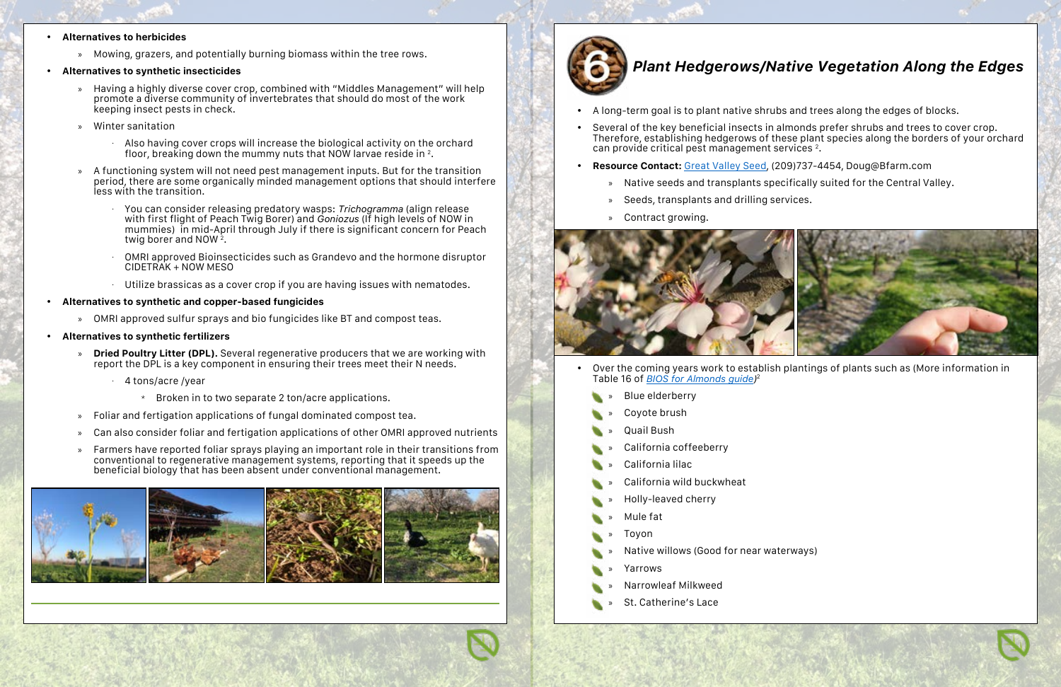- **Alternatives to herbicides**
  - Mowing, grazers, and potentially burning biomass within the tree rows.
- **Alternatives to synthetic insecticides**
  - Having a highly diverse cover crop, combined with "Middles Management" will help promote a diverse community of invertebrates that should do most of the work keeping insect pests in check.
  - Winter sanitation
    - Also having cover crops will increase the biological activity on the orchard floor, breaking down the mummy nuts that NOW larvae reside in [2].
  - A functioning system will not need pest management inputs. But for the transition period, there are some organically minded management options that should interfere less with the transition.
    - You can consider releasing predatory wasps: *Trichogramma* (align release with first flight of Peach Twig Borer) and *Goniozus* (If high levels of NOW in mummies) in mid-April through July if there is significant concern for Peach twig borer and NOW [2].
    - OMRI approved Bioinsecticides such as Grandevo and the hormone disruptor CIDETRAK + NOW MESO
    - Utilize brassicas as a cover crop if you are having issues with nematodes.
- **Alternatives to synthetic and copper-based fungicides**
  - OMRI approved sulfur sprays and bio fungicides like BT and compost teas.
- **Alternatives to synthetic fertilizers**
  - **Dried Poultry Litter (DPL).** Several regenerative producers that we are working with report the DPL is a key component in ensuring their trees meet their N needs.
    - 4 tons/acre /year
      - Broken in to two separate 2 ton/acre applications.
  - Foliar and fertigation applications of fungal dominated compost tea.
  - Can also consider foliar and fertigation applications of other OMRI approved nutrients
  - Farmers have reported foliar sprays playing an important role in their transitions from conventional to regenerative management systems, reporting that it speeds up the beneficial biology that has been absent under conventional management.

## 6 Plant Hedgerows/Native Vegetation Along the Edges

- A long-term goal is to plant native shrubs and trees along the edges of blocks.
- Several of the key beneficial insects in almonds prefer shrubs and trees to cover crop. Therefore, establishing hedgerows of these plant species along the borders of your orchard can provide critical pest management services [2].
- **Resource Contact:** Great Valley Seed, (209)737-4454, Doug@Bfarm.com
  - Native seeds and transplants specifically suited for the Central Valley.
  - Seeds, transplants and drilling services.
  - Contract growing.
- Over the coming years work to establish plantings of plants such as (More information in Table 16 of *BIOS for Almonds guide*)[2]
  - Blue elderberry
  - Coyote brush
  - Quail Bush
  - California coffeeberry
  - California lilac
  - California wild buckwheat
  - Holly-leaved cherry
  - Mule fat
  - Toyon
  - Native willows (Good for near waterways)
  - Yarrows
  - Narrowleaf Milkweed
  - St. Catherine's Lace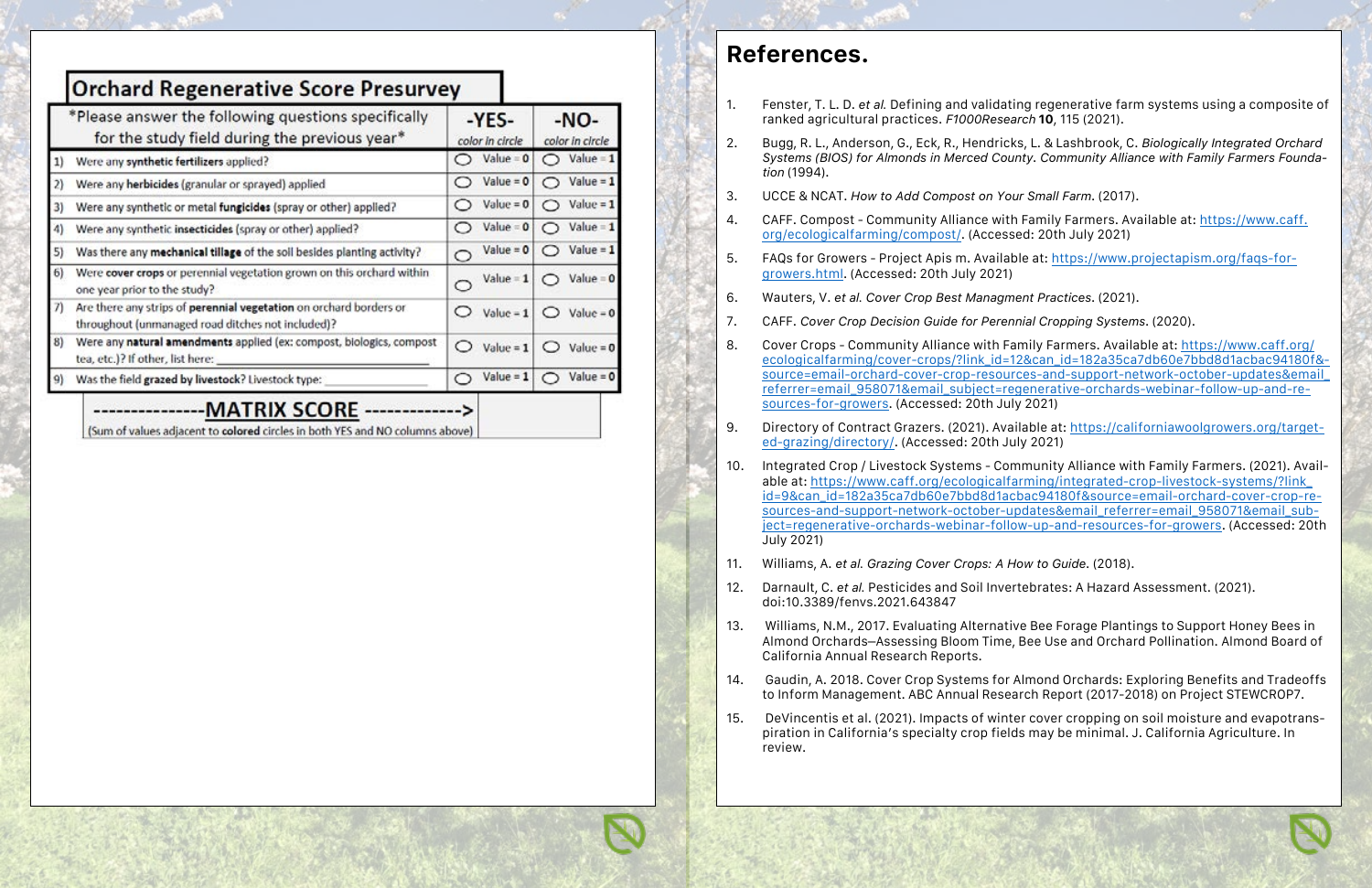## Orchard Regenerative Score Presurvey

| *Please answer the following questions specifically for the study field during the previous year* | -YES- color in circle | -NO- color in circle |
|---|---|---|
| 1) Were any **synthetic fertilizers** applied? | Value = 0 | Value = 1 |
| 2) Were any **herbicides** (granular or sprayed) applied | Value = 0 | Value = 1 |
| 3) Were any synthetic or metal **fungicides** (spray or other) applied? | Value = 0 | Value = 1 |
| 4) Were any synthetic **insecticides** (spray or other) applied? | Value = 0 | Value = 1 |
| 5) Was there any **mechanical tillage** of the soil besides planting activity? | Value = 0 | Value = 1 |
| 6) Were **cover crops** or perennial vegetation grown on this orchard within one year prior to the study? | Value = 1 | Value = 0 |
| 7) Are there any strips of **perennial vegetation** on orchard borders or throughout (unmanaged road ditches not included)? | Value = 1 | Value = 0 |
| 8) Were any **natural amendments** applied (ex: compost, biologics, compost tea, etc.)? If other, list here: ____ | Value = 1 | Value = 0 |
| 9) Was the field **grazed by livestock**? Livestock type: ____ | Value = 1 | Value = 0 |

--------------**MATRIX SCORE** ------------->

(Sum of values adjacent to **colored** circles in both YES and NO columns above)

# References.

1. Fenster, T. L. D. *et al.* Defining and validating regenerative farm systems using a composite of ranked agricultural practices. *F1000Research* **10**, 115 (2021).
2. Bugg, R. L., Anderson, G., Eck, R., Hendricks, L. & Lashbrook, C. *Biologically Integrated Orchard Systems (BIOS) for Almonds in Merced County. Community Alliance with Family Farmers Foundation* (1994).
3. UCCE & NCAT. *How to Add Compost on Your Small Farm.* (2017).
4. CAFF. Compost - Community Alliance with Family Farmers. Available at: https://www.caff.org/ecologicalfarming/compost/. (Accessed: 20th July 2021)
5. FAQs for Growers - Project Apis m. Available at: https://www.projectapism.org/faqs-for-growers.html. (Accessed: 20th July 2021)
6. Wauters, V. *et al. Cover Crop Best Managment Practices.* (2021).
7. CAFF. *Cover Crop Decision Guide for Perennial Cropping Systems.* (2020).
8. Cover Crops - Community Alliance with Family Farmers. Available at: https://www.caff.org/ecologicalfarming/cover-crops/?link_id=12&can_id=182a35ca7db60e7bbd8d1acbac94180f&source=email-orchard-cover-crop-resources-and-support-network-october-updates&email_referrer=email_958071&email_subject=regenerative-orchards-webinar-follow-up-and-resources-for-growers. (Accessed: 20th July 2021)
9. Directory of Contract Grazers. (2021). Available at: https://californiawoolgrowers.org/targeted-grazing/directory/. (Accessed: 20th July 2021)
10. Integrated Crop / Livestock Systems - Community Alliance with Family Farmers. (2021). Available at: https://www.caff.org/ecologicalfarming/integrated-crop-livestock-systems/?link_id=9&can_id=182a35ca7db60e7bbd8d1acbac94180f&source=email-orchard-cover-crop-resources-and-support-network-october-updates&email_referrer=email_958071&email_subject=regenerative-orchards-webinar-follow-up-and-resources-for-growers. (Accessed: 20th July 2021)
11. Williams, A. *et al. Grazing Cover Crops: A How to Guide.* (2018).
12. Darnault, C. *et al.* Pesticides and Soil Invertebrates: A Hazard Assessment. (2021). doi:10.3389/fenvs.2021.643847
13. Williams, N.M., 2017. Evaluating Alternative Bee Forage Plantings to Support Honey Bees in Almond Orchards–Assessing Bloom Time, Bee Use and Orchard Pollination. Almond Board of California Annual Research Reports.
14. Gaudin, A. 2018. Cover Crop Systems for Almond Orchards: Exploring Benefits and Tradeoffs to Inform Management. ABC Annual Research Report (2017-2018) on Project STEWCROP7.
15. DeVincentis et al. (2021). Impacts of winter cover cropping on soil moisture and evapotranspiration in California's specialty crop fields may be minimal. J. California Agriculture. In review.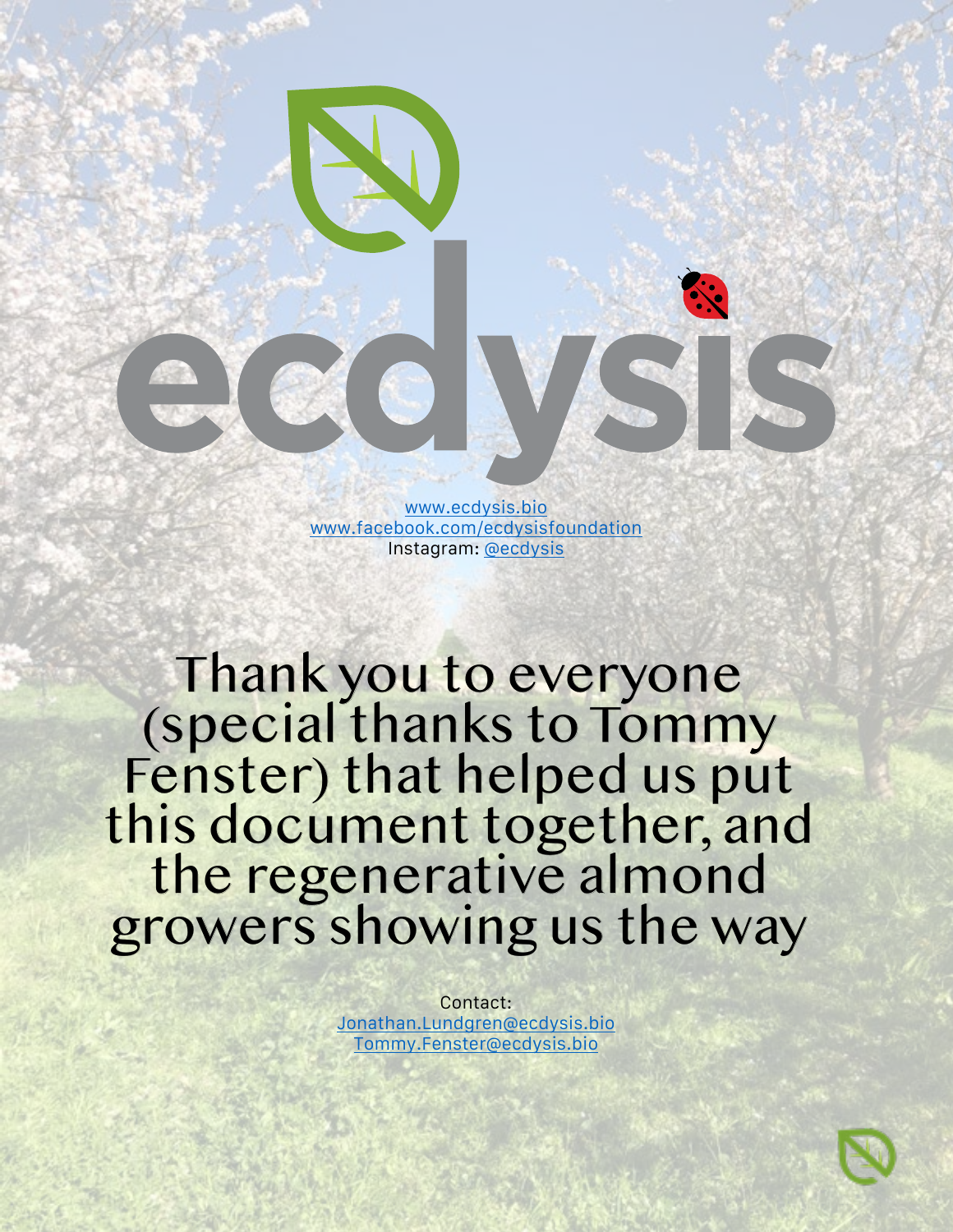ecdysis

www.ecdysis.bio
www.facebook.com/ecdysisfoundation
Instagram: @ecdysis

# Thank you to everyone (special thanks to Tommy Fenster) that helped us put this document together, and the regenerative almond growers showing us the way

Contact:
Jonathan.Lundgren@ecdysis.bio
Tommy.Fenster@ecdysis.bio